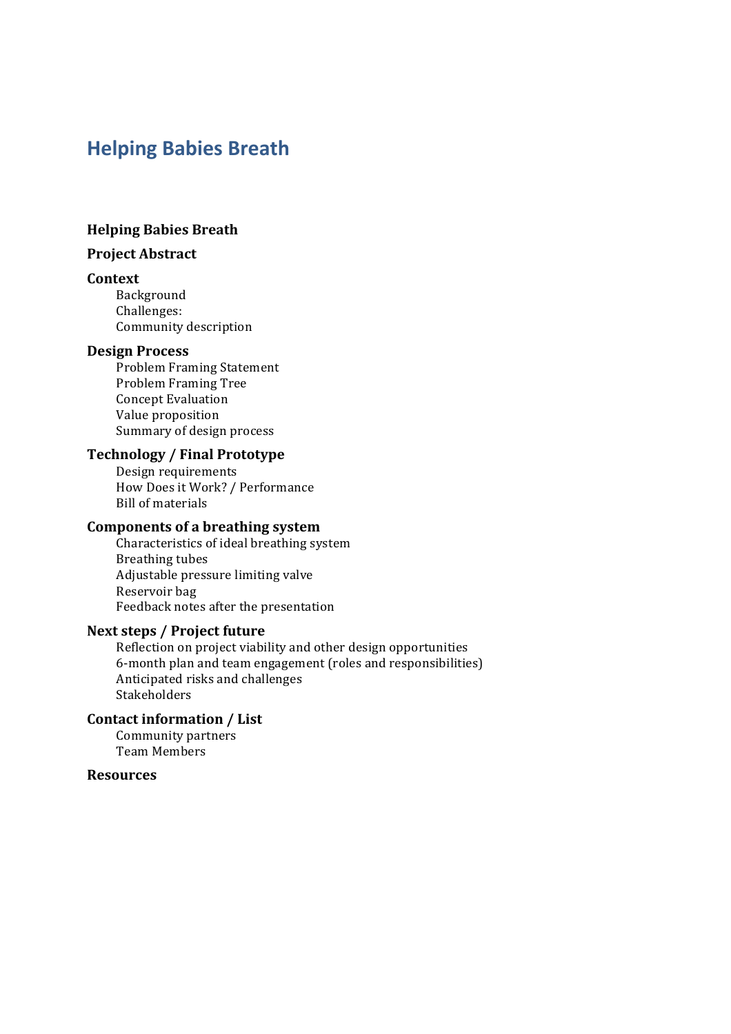# Helping Babies Breath

**Helping Babies Breath**

**Project Abstract**

**Context**

- Background
- Challenges:
- Community description

**Design Process**

- Problem Framing Statement
- Problem Framing Tree
- Concept Evaluation
- Value proposition
- Summary of design process

**Technology / Final Prototype**

- Design requirements
- How Does it Work? / Performance
- Bill of materials

**Components of a breathing system**

- Characteristics of ideal breathing system
- Breathing tubes
- Adjustable pressure limiting valve
- Reservoir bag
- Feedback notes after the presentation

**Next steps / Project future**

- Reflection on project viability and other design opportunities
- 6-month plan and team engagement (roles and responsibilities)
- Anticipated risks and challenges
- Stakeholders

**Contact information / List**

- Community partners
- Team Members

**Resources**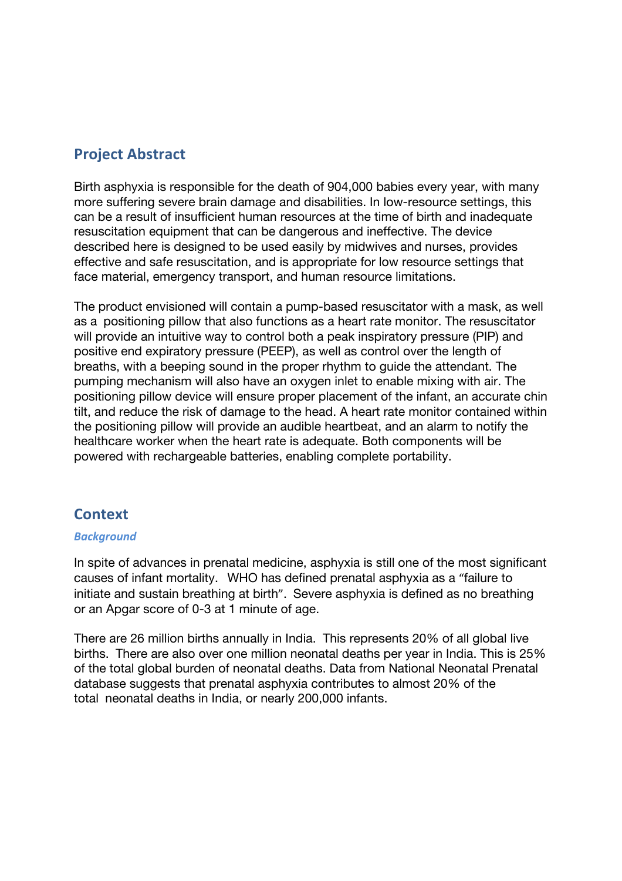## Project Abstract

Birth asphyxia is responsible for the death of 904,000 babies every year, with many more suffering severe brain damage and disabilities. In low-resource settings, this can be a result of insufficient human resources at the time of birth and inadequate resuscitation equipment that can be dangerous and ineffective. The device described here is designed to be used easily by midwives and nurses, provides effective and safe resuscitation, and is appropriate for low resource settings that face material, emergency transport, and human resource limitations.

The product envisioned will contain a pump-based resuscitator with a mask, as well as a positioning pillow that also functions as a heart rate monitor. The resuscitator will provide an intuitive way to control both a peak inspiratory pressure (PIP) and positive end expiratory pressure (PEEP), as well as control over the length of breaths, with a beeping sound in the proper rhythm to guide the attendant. The pumping mechanism will also have an oxygen inlet to enable mixing with air. The positioning pillow device will ensure proper placement of the infant, an accurate chin tilt, and reduce the risk of damage to the head. A heart rate monitor contained within the positioning pillow will provide an audible heartbeat, and an alarm to notify the healthcare worker when the heart rate is adequate. Both components will be powered with rechargeable batteries, enabling complete portability.

## Context

### *Background*

In spite of advances in prenatal medicine, asphyxia is still one of the most significant causes of infant mortality. WHO has defined prenatal asphyxia as a “failure to initiate and sustain breathing at birth”. Severe asphyxia is defined as no breathing or an Apgar score of 0-3 at 1 minute of age.

There are 26 million births annually in India. This represents 20% of all global live births. There are also over one million neonatal deaths per year in India. This is 25% of the total global burden of neonatal deaths. Data from National Neonatal Prenatal database suggests that prenatal asphyxia contributes to almost 20% of the total neonatal deaths in India, or nearly 200,000 infants.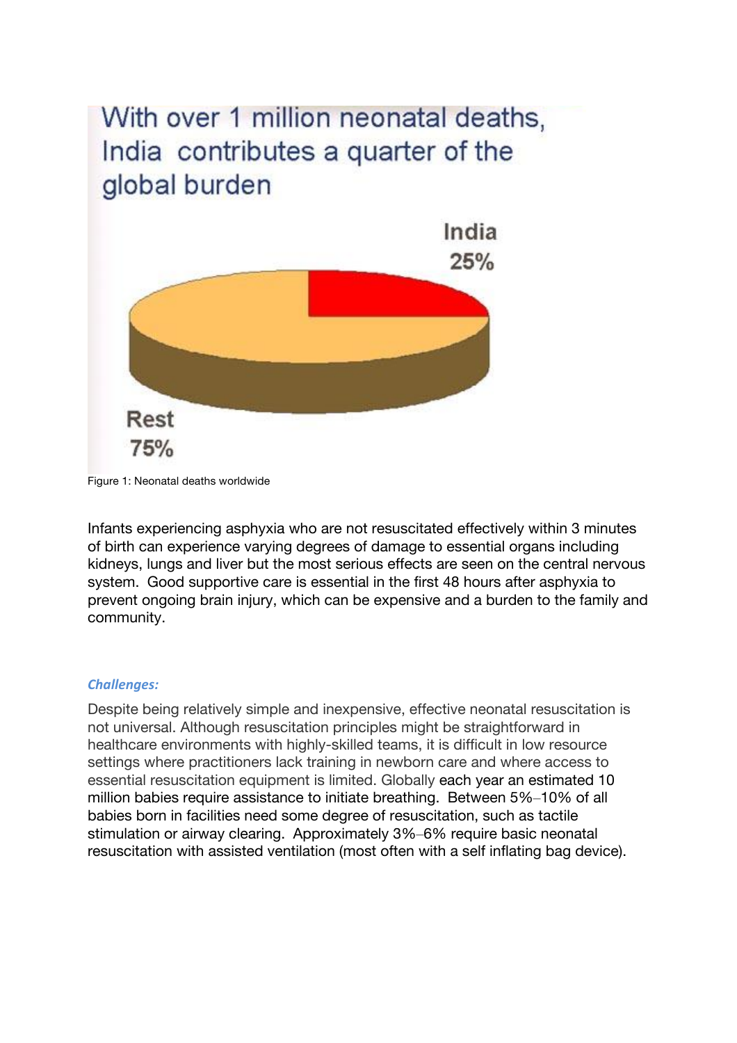With over 1 million neonatal deaths, India contributes a quarter of the global burden

India 25%

Rest 75%

Figure 1: Neonatal deaths worldwide

Infants experiencing asphyxia who are not resuscitated effectively within 3 minutes of birth can experience varying degrees of damage to essential organs including kidneys, lungs and liver but the most serious effects are seen on the central nervous system. Good supportive care is essential in the first 48 hours after asphyxia to prevent ongoing brain injury, which can be expensive and a burden to the family and community.

### *Challenges:*

Despite being relatively simple and inexpensive, effective neonatal resuscitation is not universal. Although resuscitation principles might be straightforward in healthcare environments with highly-skilled teams, it is difficult in low resource settings where practitioners lack training in newborn care and where access to essential resuscitation equipment is limited. Globally each year an estimated 10 million babies require assistance to initiate breathing. Between 5%–10% of all babies born in facilities need some degree of resuscitation, such as tactile stimulation or airway clearing. Approximately 3%–6% require basic neonatal resuscitation with assisted ventilation (most often with a self inflating bag device).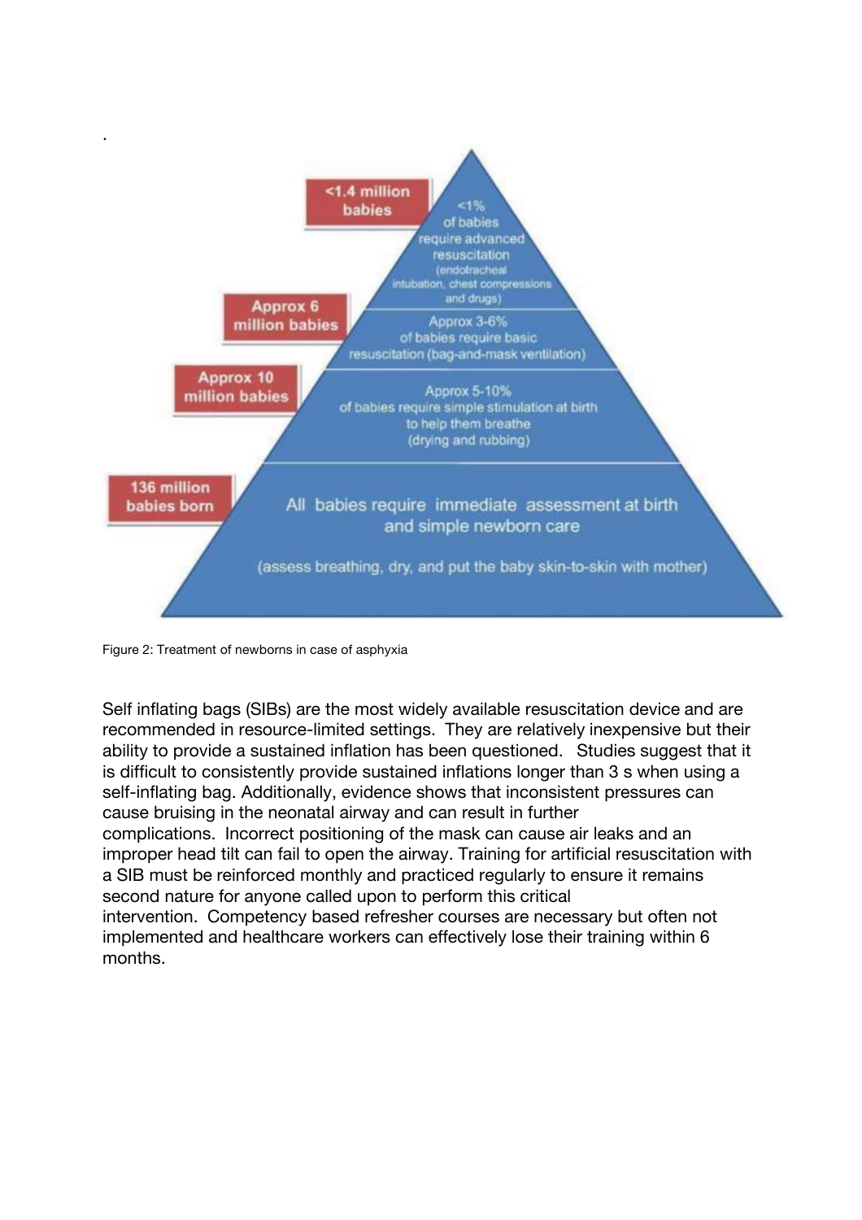.

| | |
|---|---|
| <1.4 million babies | <1% of babies require advanced resuscitation (endotracheal intubation, chest compressions and drugs) |
| Approx 6 million babies | Approx 3-6% of babies require basic resuscitation (bag-and-mask ventilation) |
| Approx 10 million babies | Approx 5-10% of babies require simple stimulation at birth to help them breathe (drying and rubbing) |
| 136 million babies born | All babies require immediate assessment at birth and simple newborn care (assess breathing, dry, and put the baby skin-to-skin with mother) |

Figure 2: Treatment of newborns in case of asphyxia

Self inflating bags (SIBs) are the most widely available resuscitation device and are recommended in resource-limited settings. They are relatively inexpensive but their ability to provide a sustained inflation has been questioned. Studies suggest that it is difficult to consistently provide sustained inflations longer than 3 s when using a self-inflating bag. Additionally, evidence shows that inconsistent pressures can cause bruising in the neonatal airway and can result in further complications. Incorrect positioning of the mask can cause air leaks and an improper head tilt can fail to open the airway. Training for artificial resuscitation with a SIB must be reinforced monthly and practiced regularly to ensure it remains second nature for anyone called upon to perform this critical intervention. Competency based refresher courses are necessary but often not implemented and healthcare workers can effectively lose their training within 6 months.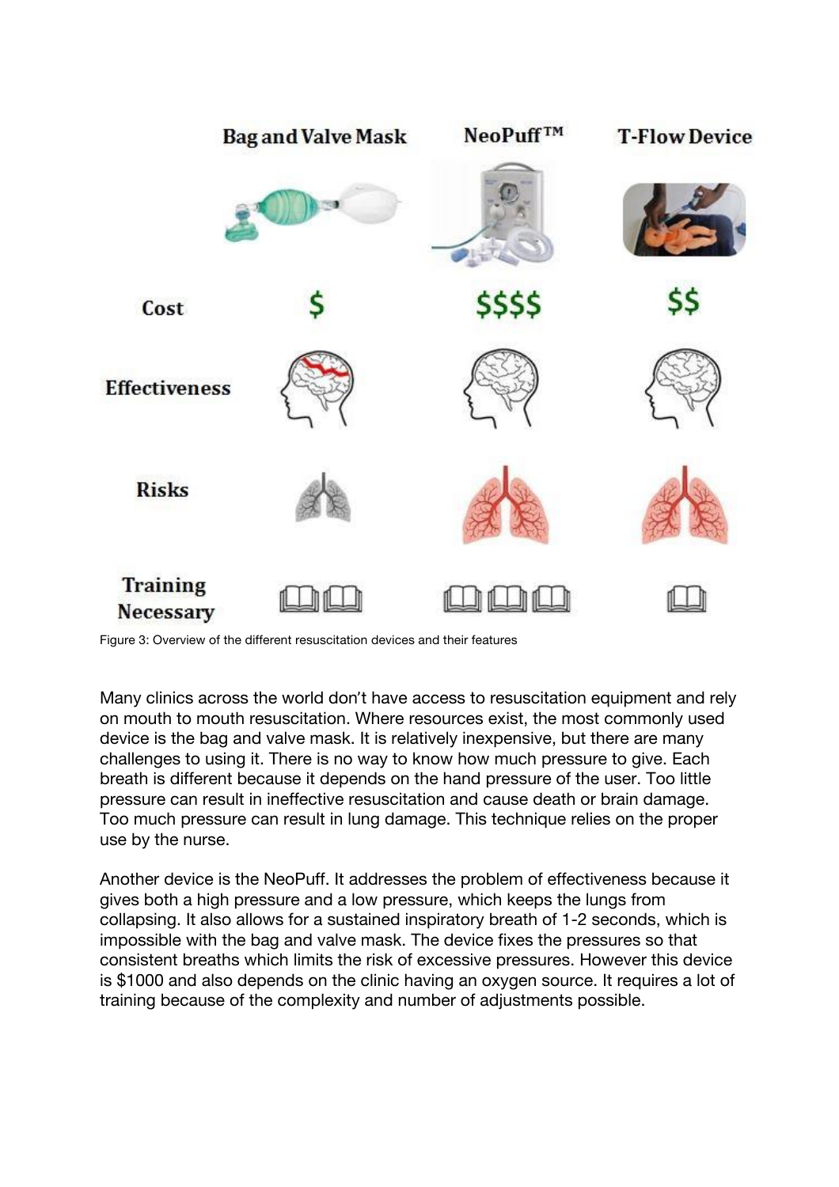| | Bag and Valve Mask | NeoPuff™ | T-Flow Device |
|---|---|---|---|
| Cost | $ | $$$$ | $$ |
| Effectiveness | | | |
| Risks | | | |
| Training Necessary | | | |

Figure 3: Overview of the different resuscitation devices and their features

Many clinics across the world don't have access to resuscitation equipment and rely on mouth to mouth resuscitation. Where resources exist, the most commonly used device is the bag and valve mask. It is relatively inexpensive, but there are many challenges to using it. There is no way to know how much pressure to give. Each breath is different because it depends on the hand pressure of the user. Too little pressure can result in ineffective resuscitation and cause death or brain damage. Too much pressure can result in lung damage. This technique relies on the proper use by the nurse.

Another device is the NeoPuff. It addresses the problem of effectiveness because it gives both a high pressure and a low pressure, which keeps the lungs from collapsing. It also allows for a sustained inspiratory breath of 1-2 seconds, which is impossible with the bag and valve mask. The device fixes the pressures so that consistent breaths which limits the risk of excessive pressures. However this device is $1000 and also depends on the clinic having an oxygen source. It requires a lot of training because of the complexity and number of adjustments possible.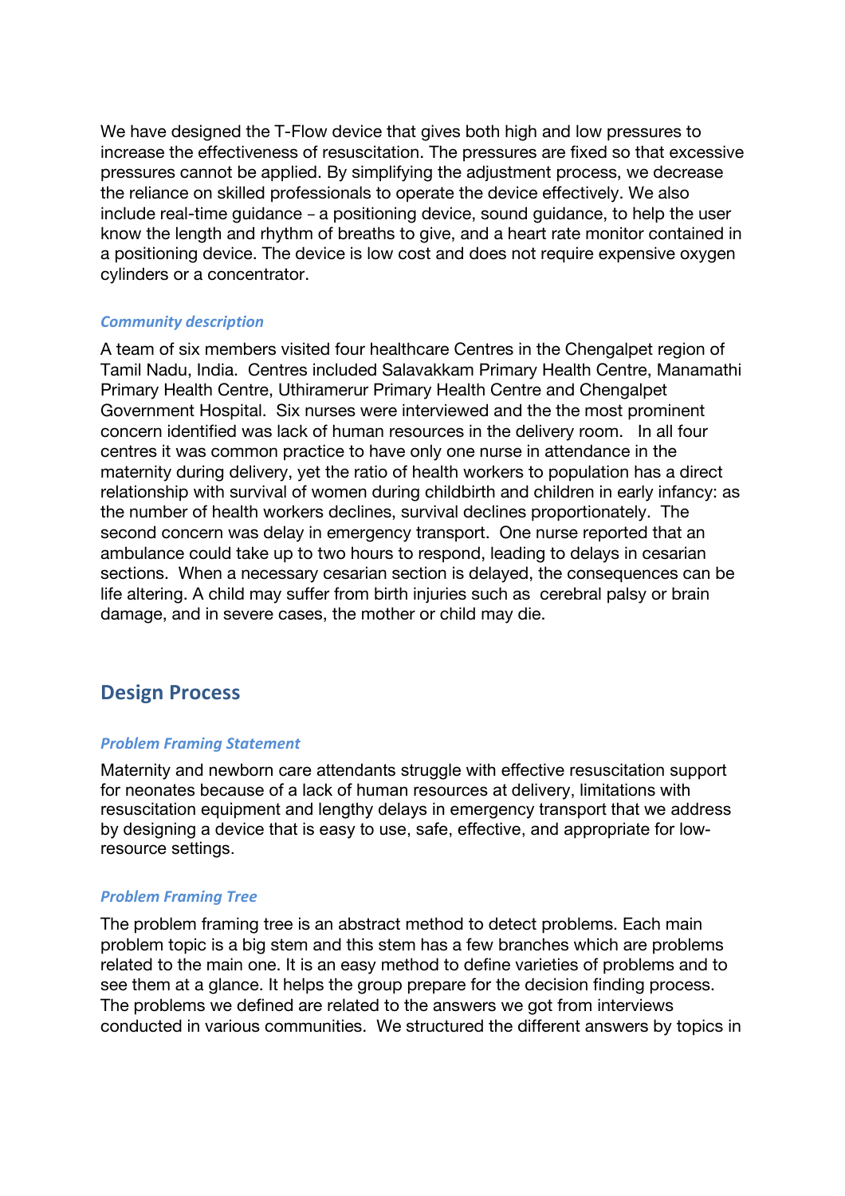We have designed the T-Flow device that gives both high and low pressures to increase the effectiveness of resuscitation. The pressures are fixed so that excessive pressures cannot be applied. By simplifying the adjustment process, we decrease the reliance on skilled professionals to operate the device effectively. We also include real-time guidance – a positioning device, sound guidance, to help the user know the length and rhythm of breaths to give, and a heart rate monitor contained in a positioning device. The device is low cost and does not require expensive oxygen cylinders or a concentrator.

### *Community description*

A team of six members visited four healthcare Centres in the Chengalpet region of Tamil Nadu, India. Centres included Salavakkam Primary Health Centre, Manamathi Primary Health Centre, Uthiramerur Primary Health Centre and Chengalpet Government Hospital. Six nurses were interviewed and the the most prominent concern identified was lack of human resources in the delivery room. In all four centres it was common practice to have only one nurse in attendance in the maternity during delivery, yet the ratio of health workers to population has a direct relationship with survival of women during childbirth and children in early infancy: as the number of health workers declines, survival declines proportionately. The second concern was delay in emergency transport. One nurse reported that an ambulance could take up to two hours to respond, leading to delays in cesarian sections. When a necessary cesarian section is delayed, the consequences can be life altering. A child may suffer from birth injuries such as cerebral palsy or brain damage, and in severe cases, the mother or child may die.

## Design Process

### *Problem Framing Statement*

Maternity and newborn care attendants struggle with effective resuscitation support for neonates because of a lack of human resources at delivery, limitations with resuscitation equipment and lengthy delays in emergency transport that we address by designing a device that is easy to use, safe, effective, and appropriate for low-resource settings.

### *Problem Framing Tree*

The problem framing tree is an abstract method to detect problems. Each main problem topic is a big stem and this stem has a few branches which are problems related to the main one. It is an easy method to define varieties of problems and to see them at a glance. It helps the group prepare for the decision finding process. The problems we defined are related to the answers we got from interviews conducted in various communities. We structured the different answers by topics in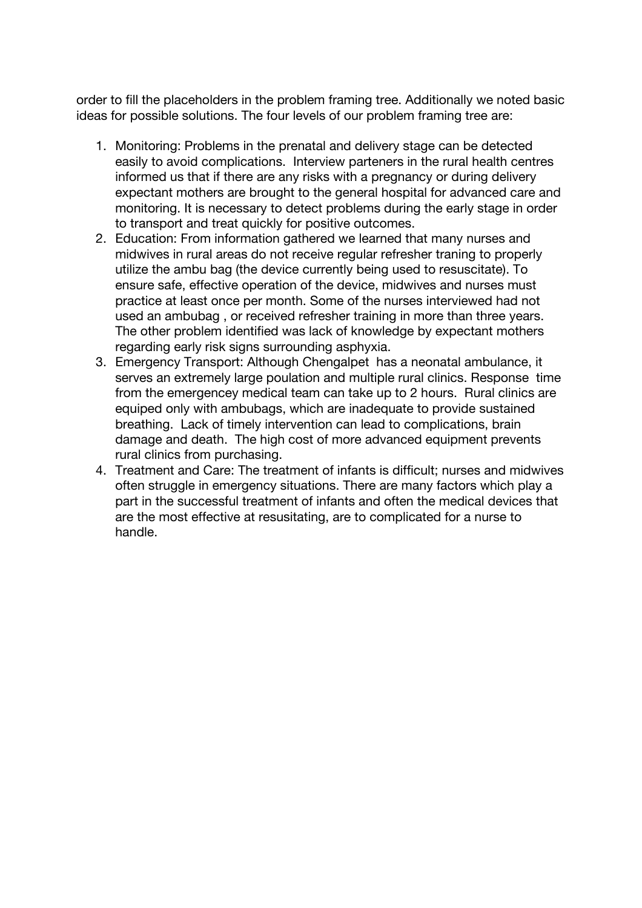order to fill the placeholders in the problem framing tree. Additionally we noted basic ideas for possible solutions. The four levels of our problem framing tree are:

1. Monitoring: Problems in the prenatal and delivery stage can be detected easily to avoid complications. Interview parteners in the rural health centres informed us that if there are any risks with a pregnancy or during delivery expectant mothers are brought to the general hospital for advanced care and monitoring. It is necessary to detect problems during the early stage in order to transport and treat quickly for positive outcomes.
2. Education: From information gathered we learned that many nurses and midwives in rural areas do not receive regular refresher traning to properly utilize the ambu bag (the device currently being used to resuscitate). To ensure safe, effective operation of the device, midwives and nurses must practice at least once per month. Some of the nurses interviewed had not used an ambubag , or received refresher training in more than three years. The other problem identified was lack of knowledge by expectant mothers regarding early risk signs surrounding asphyxia.
3. Emergency Transport: Although Chengalpet has a neonatal ambulance, it serves an extremely large poulation and multiple rural clinics. Response time from the emergencey medical team can take up to 2 hours. Rural clinics are equiped only with ambubags, which are inadequate to provide sustained breathing. Lack of timely intervention can lead to complications, brain damage and death. The high cost of more advanced equipment prevents rural clinics from purchasing.
4. Treatment and Care: The treatment of infants is difficult; nurses and midwives often struggle in emergency situations. There are many factors which play a part in the successful treatment of infants and often the medical devices that are the most effective at resusitating, are to complicated for a nurse to handle.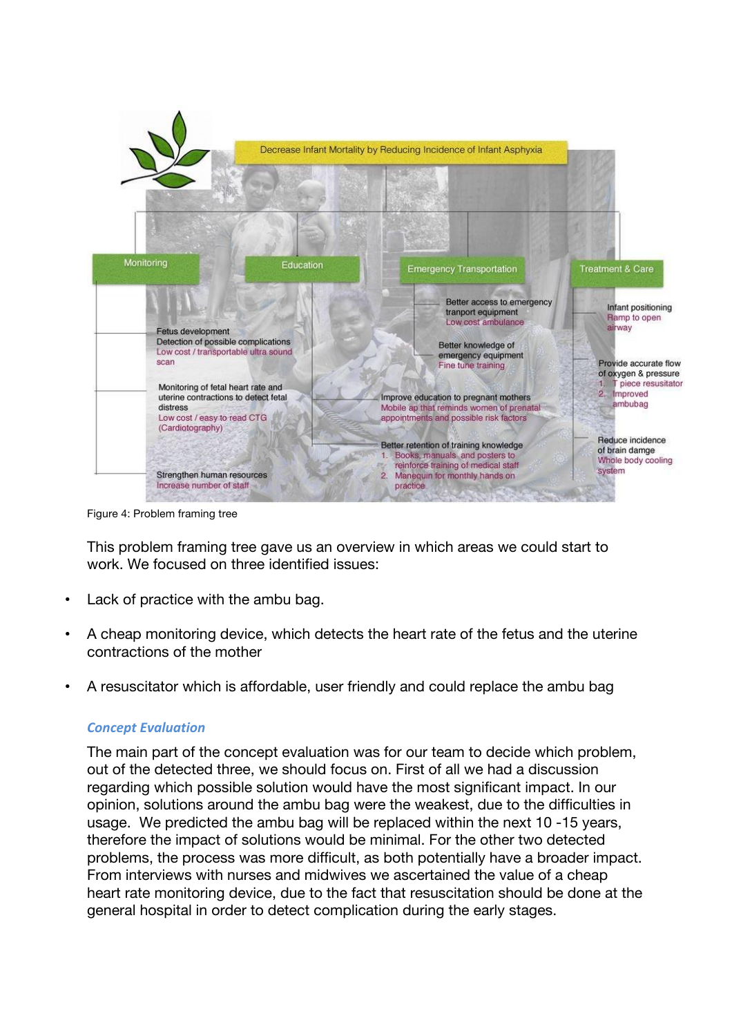Decrease Infant Mortality by Reducing Incidence of Infant Asphyxia

**Monitoring**

- Fetus development
  Detection of possible complications
  Low cost / transportable ultra sound scan
- Monitoring of fetal heart rate and uterine contractions to detect fetal distress
  Low cost / easy to read CTG (Cardiotography)
- Strengthen human resources
  Increase number of staff

**Education**

- Improve education to pregnant mothers
  Mobile ap that reminds women of prenatal appointments and possible risk factors
- Better retention of training knowledge
  1. Books, manuals and posters to reinforce training of medical staff
  2. Manequin for monthly hands on practice

**Emergency Transportation**

- Better access to emergency tranport equipment
  Low cost ambulance
- Better knowledge of emergency equipment
  Fine tune training

**Treatment & Care**

- Infant positioning
  Ramp to open airway
- Provide accurate flow of oxygen & pressure
  1. T piece resusitator
  2. Improved ambubag
- Reduce incidence of brain damge
  Whole body cooling system

Figure 4: Problem framing tree

This problem framing tree gave us an overview in which areas we could start to work. We focused on three identified issues:

- Lack of practice with the ambu bag.
- A cheap monitoring device, which detects the heart rate of the fetus and the uterine contractions of the mother
- A resuscitator which is affordable, user friendly and could replace the ambu bag

### *Concept Evaluation*

The main part of the concept evaluation was for our team to decide which problem, out of the detected three, we should focus on. First of all we had a discussion regarding which possible solution would have the most significant impact. In our opinion, solutions around the ambu bag were the weakest, due to the difficulties in usage. We predicted the ambu bag will be replaced within the next 10 -15 years, therefore the impact of solutions would be minimal. For the other two detected problems, the process was more difficult, as both potentially have a broader impact. From interviews with nurses and midwives we ascertained the value of a cheap heart rate monitoring device, due to the fact that resuscitation should be done at the general hospital in order to detect complication during the early stages.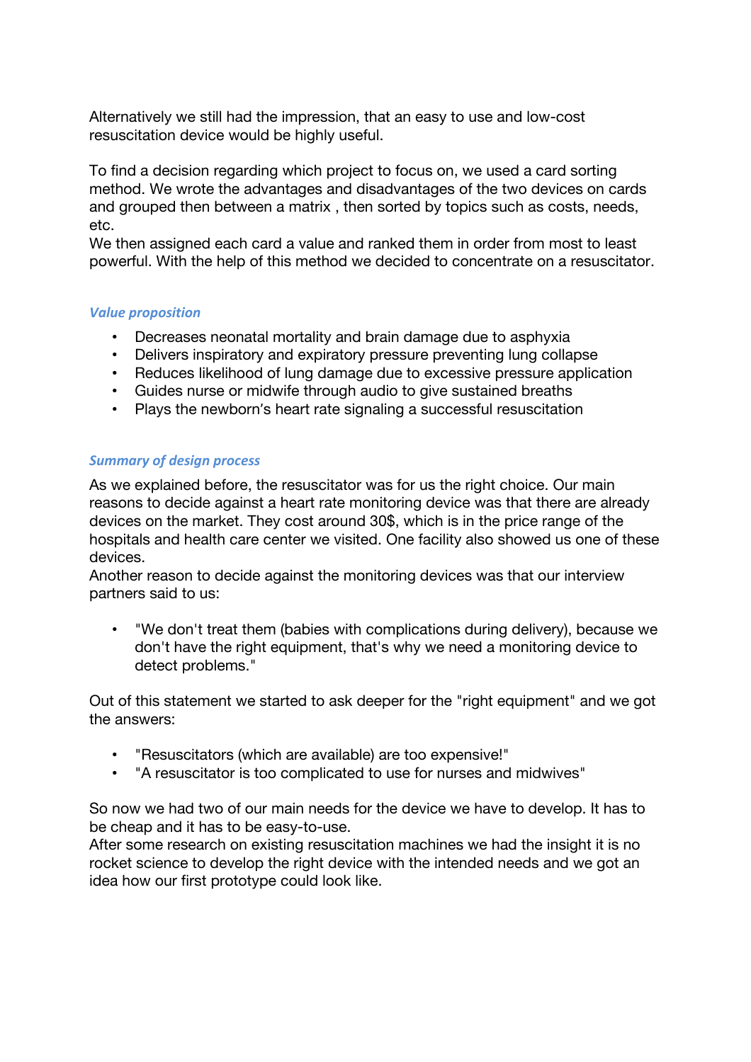Alternatively we still had the impression, that an easy to use and low-cost resuscitation device would be highly useful.

To find a decision regarding which project to focus on, we used a card sorting method. We wrote the advantages and disadvantages of the two devices on cards and grouped then between a matrix , then sorted by topics such as costs, needs, etc.
We then assigned each card a value and ranked them in order from most to least powerful. With the help of this method we decided to concentrate on a resuscitator.

### *Value proposition*

- Decreases neonatal mortality and brain damage due to asphyxia
- Delivers inspiratory and expiratory pressure preventing lung collapse
- Reduces likelihood of lung damage due to excessive pressure application
- Guides nurse or midwife through audio to give sustained breaths
- Plays the newborn's heart rate signaling a successful resuscitation

### *Summary of design process*

As we explained before, the resuscitator was for us the right choice. Our main reasons to decide against a heart rate monitoring device was that there are already devices on the market. They cost around 30$, which is in the price range of the hospitals and health care center we visited. One facility also showed us one of these devices.
Another reason to decide against the monitoring devices was that our interview partners said to us:

- "We don't treat them (babies with complications during delivery), because we don't have the right equipment, that's why we need a monitoring device to detect problems."

Out of this statement we started to ask deeper for the "right equipment" and we got the answers:

- "Resuscitators (which are available) are too expensive!"
- "A resuscitator is too complicated to use for nurses and midwives"

So now we had two of our main needs for the device we have to develop. It has to be cheap and it has to be easy-to-use.
After some research on existing resuscitation machines we had the insight it is no rocket science to develop the right device with the intended needs and we got an idea how our first prototype could look like.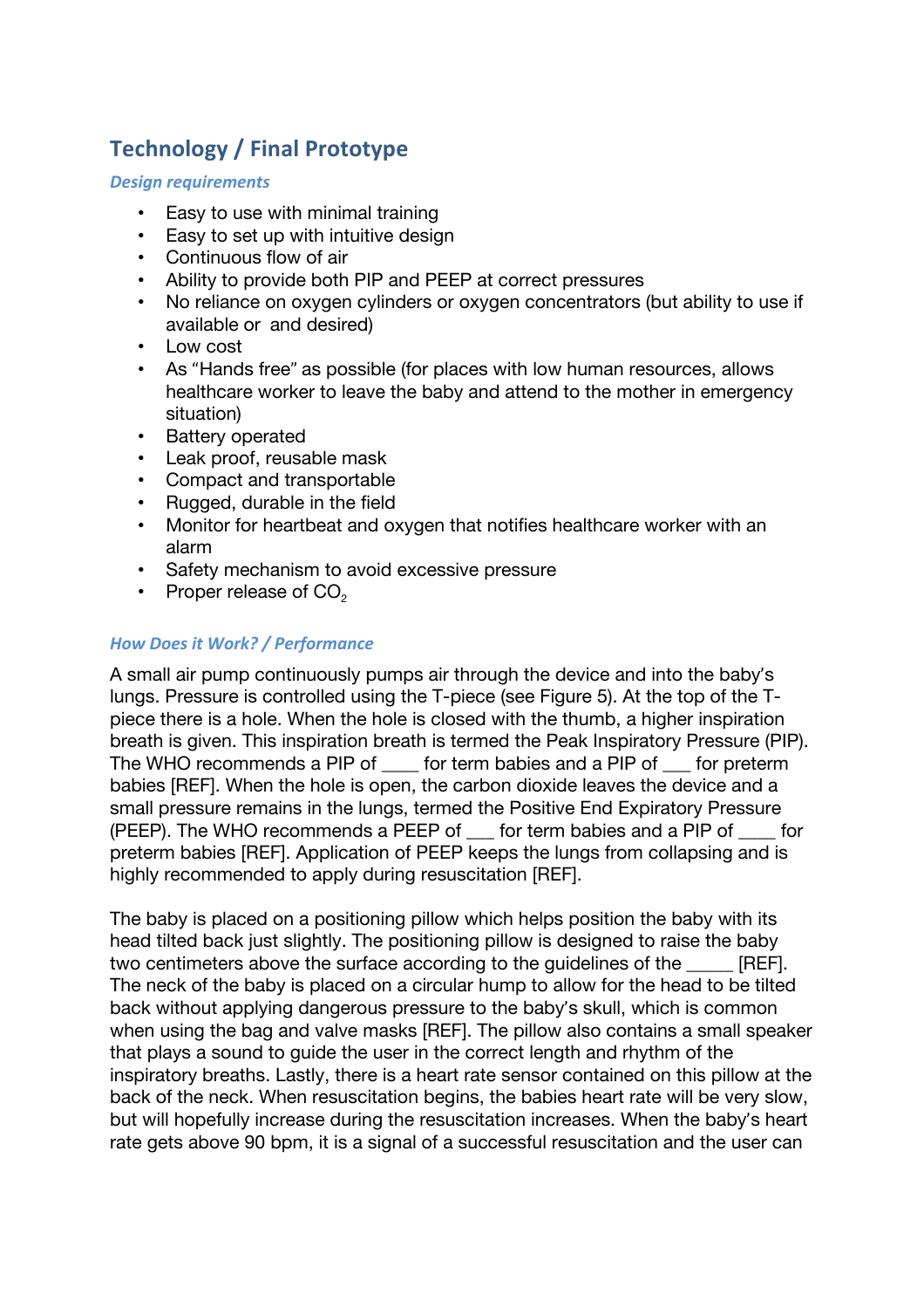## Technology / Final Prototype

### *Design requirements*

- Easy to use with minimal training
- Easy to set up with intuitive design
- Continuous flow of air
- Ability to provide both PIP and PEEP at correct pressures
- No reliance on oxygen cylinders or oxygen concentrators (but ability to use if available or and desired)
- Low cost
- As "Hands free" as possible (for places with low human resources, allows healthcare worker to leave the baby and attend to the mother in emergency situation)
- Battery operated
- Leak proof, reusable mask
- Compact and transportable
- Rugged, durable in the field
- Monitor for heartbeat and oxygen that notifies healthcare worker with an alarm
- Safety mechanism to avoid excessive pressure
- Proper release of $CO_2$

### *How Does it Work? / Performance*

A small air pump continuously pumps air through the device and into the baby's lungs. Pressure is controlled using the T-piece (see Figure 5). At the top of the T-piece there is a hole. When the hole is closed with the thumb, a higher inspiration breath is given. This inspiration breath is termed the Peak Inspiratory Pressure (PIP). The WHO recommends a PIP of ____ for term babies and a PIP of ___ for preterm babies [REF]. When the hole is open, the carbon dioxide leaves the device and a small pressure remains in the lungs, termed the Positive End Expiratory Pressure (PEEP). The WHO recommends a PEEP of ___ for term babies and a PIP of ____ for preterm babies [REF]. Application of PEEP keeps the lungs from collapsing and is highly recommended to apply during resuscitation [REF].

The baby is placed on a positioning pillow which helps position the baby with its head tilted back just slightly. The positioning pillow is designed to raise the baby two centimeters above the surface according to the guidelines of the _____ [REF]. The neck of the baby is placed on a circular hump to allow for the head to be tilted back without applying dangerous pressure to the baby's skull, which is common when using the bag and valve masks [REF]. The pillow also contains a small speaker that plays a sound to guide the user in the correct length and rhythm of the inspiratory breaths. Lastly, there is a heart rate sensor contained on this pillow at the back of the neck. When resuscitation begins, the babies heart rate will be very slow, but will hopefully increase during the resuscitation increases. When the baby's heart rate gets above 90 bpm, it is a signal of a successful resuscitation and the user can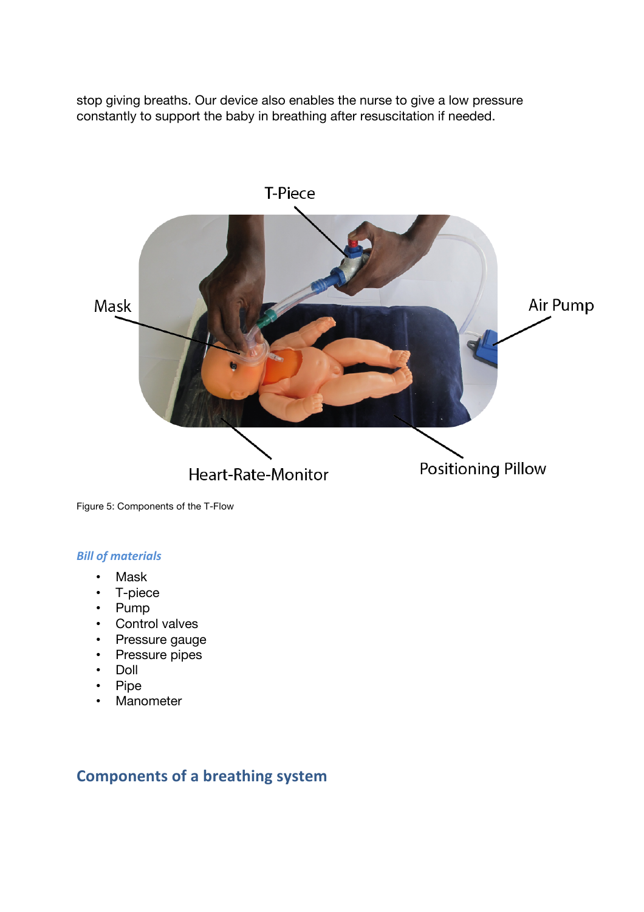stop giving breaths. Our device also enables the nurse to give a low pressure constantly to support the baby in breathing after resuscitation if needed.

Figure 5: Components of the T-Flow

### *Bill of materials*

- Mask
- T-piece
- Pump
- Control valves
- Pressure gauge
- Pressure pipes
- Doll
- Pipe
- Manometer

## Components of a breathing system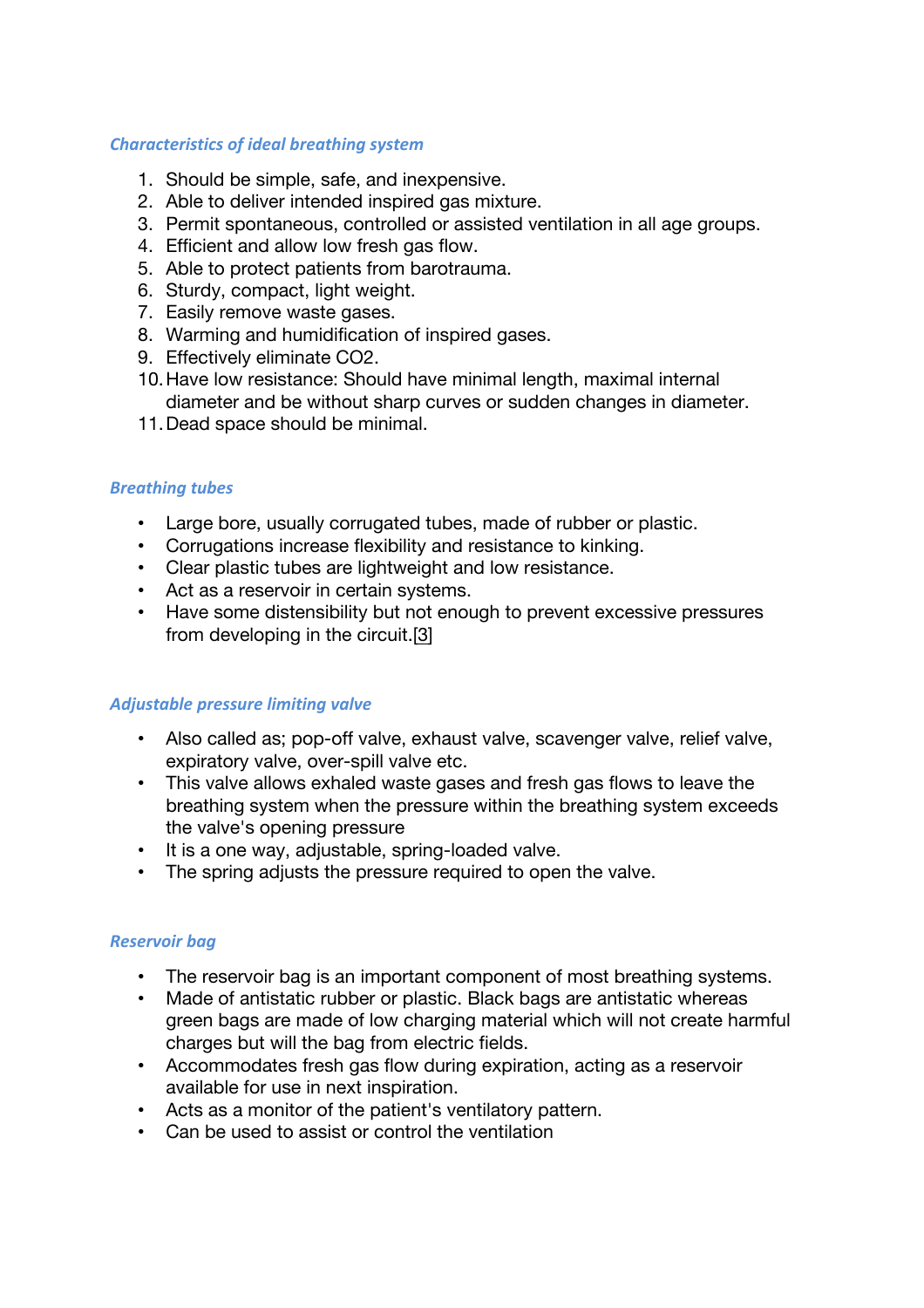### *Characteristics of ideal breathing system*

1. Should be simple, safe, and inexpensive.
2. Able to deliver intended inspired gas mixture.
3. Permit spontaneous, controlled or assisted ventilation in all age groups.
4. Efficient and allow low fresh gas flow.
5. Able to protect patients from barotrauma.
6. Sturdy, compact, light weight.
7. Easily remove waste gases.
8. Warming and humidification of inspired gases.
9. Effectively eliminate $CO_2$.
10. Have low resistance: Should have minimal length, maximal internal diameter and be without sharp curves or sudden changes in diameter.
11. Dead space should be minimal.

### *Breathing tubes*

- Large bore, usually corrugated tubes, made of rubber or plastic.
- Corrugations increase flexibility and resistance to kinking.
- Clear plastic tubes are lightweight and low resistance.
- Act as a reservoir in certain systems.
- Have some distensibility but not enough to prevent excessive pressures from developing in the circuit.[3]

### *Adjustable pressure limiting valve*

- Also called as; pop-off valve, exhaust valve, scavenger valve, relief valve, expiratory valve, over-spill valve etc.
- This valve allows exhaled waste gases and fresh gas flows to leave the breathing system when the pressure within the breathing system exceeds the valve's opening pressure
- It is a one way, adjustable, spring-loaded valve.
- The spring adjusts the pressure required to open the valve.

### *Reservoir bag*

- The reservoir bag is an important component of most breathing systems.
- Made of antistatic rubber or plastic. Black bags are antistatic whereas green bags are made of low charging material which will not create harmful charges but will the bag from electric fields.
- Accommodates fresh gas flow during expiration, acting as a reservoir available for use in next inspiration.
- Acts as a monitor of the patient's ventilatory pattern.
- Can be used to assist or control the ventilation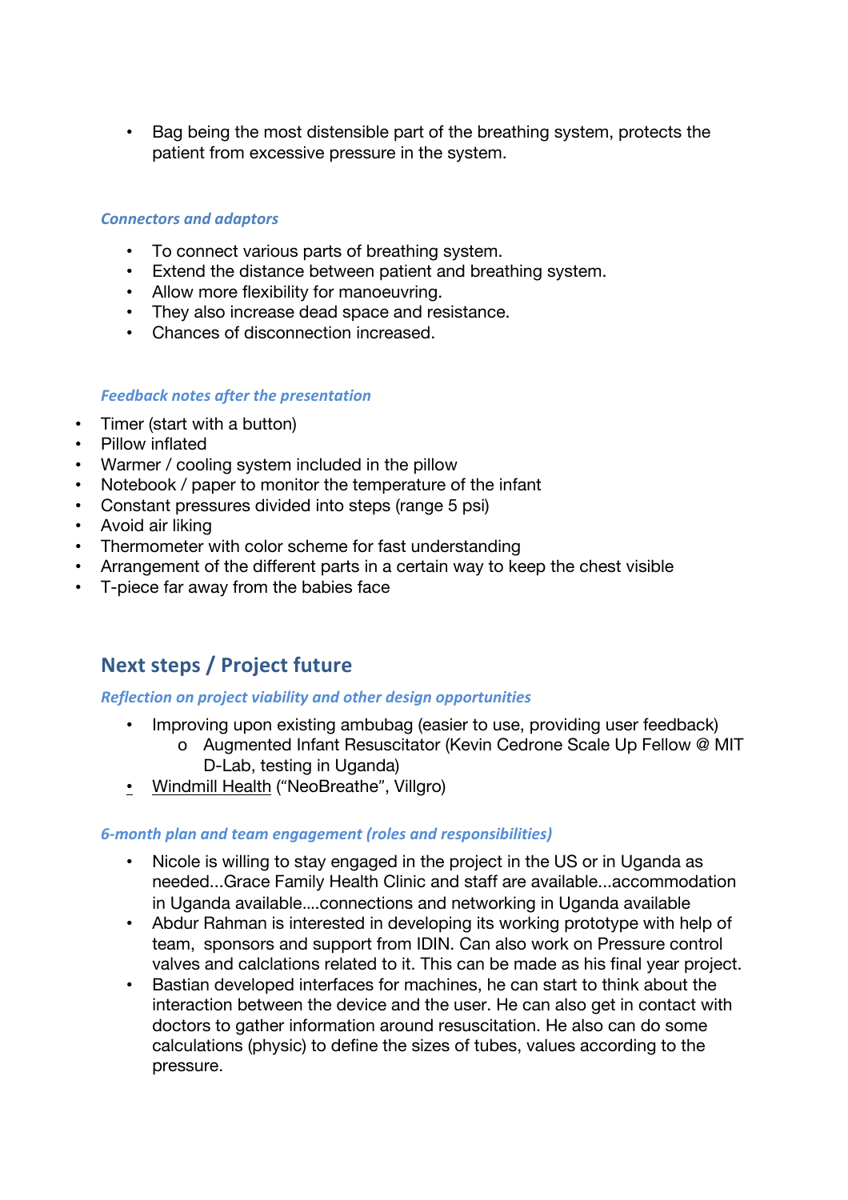- Bag being the most distensible part of the breathing system, protects the patient from excessive pressure in the system.

#### *Connectors and adaptors*

- To connect various parts of breathing system.
- Extend the distance between patient and breathing system.
- Allow more flexibility for manoeuvring.
- They also increase dead space and resistance.
- Chances of disconnection increased.

#### *Feedback notes after the presentation*

- Timer (start with a button)
- Pillow inflated
- Warmer / cooling system included in the pillow
- Notebook / paper to monitor the temperature of the infant
- Constant pressures divided into steps (range 5 psi)
- Avoid air liking
- Thermometer with color scheme for fast understanding
- Arrangement of the different parts in a certain way to keep the chest visible
- T-piece far away from the babies face

## Next steps / Project future

#### *Reflection on project viability and other design opportunities*

- Improving upon existing ambubag (easier to use, providing user feedback)
  - Augmented Infant Resuscitator (Kevin Cedrone Scale Up Fellow @ MIT D-Lab, testing in Uganda)
- Windmill Health ("NeoBreathe", Villgro)

#### *6-month plan and team engagement (roles and responsibilities)*

- Nicole is willing to stay engaged in the project in the US or in Uganda as needed...Grace Family Health Clinic and staff are available...accommodation in Uganda available....connections and networking in Uganda available
- Abdur Rahman is interested in developing its working prototype with help of team, sponsors and support from IDIN. Can also work on Pressure control valves and calclations related to it. This can be made as his final year project.
- Bastian developed interfaces for machines, he can start to think about the interaction between the device and the user. He can also get in contact with doctors to gather information around resuscitation. He also can do some calculations (physic) to define the sizes of tubes, values according to the pressure.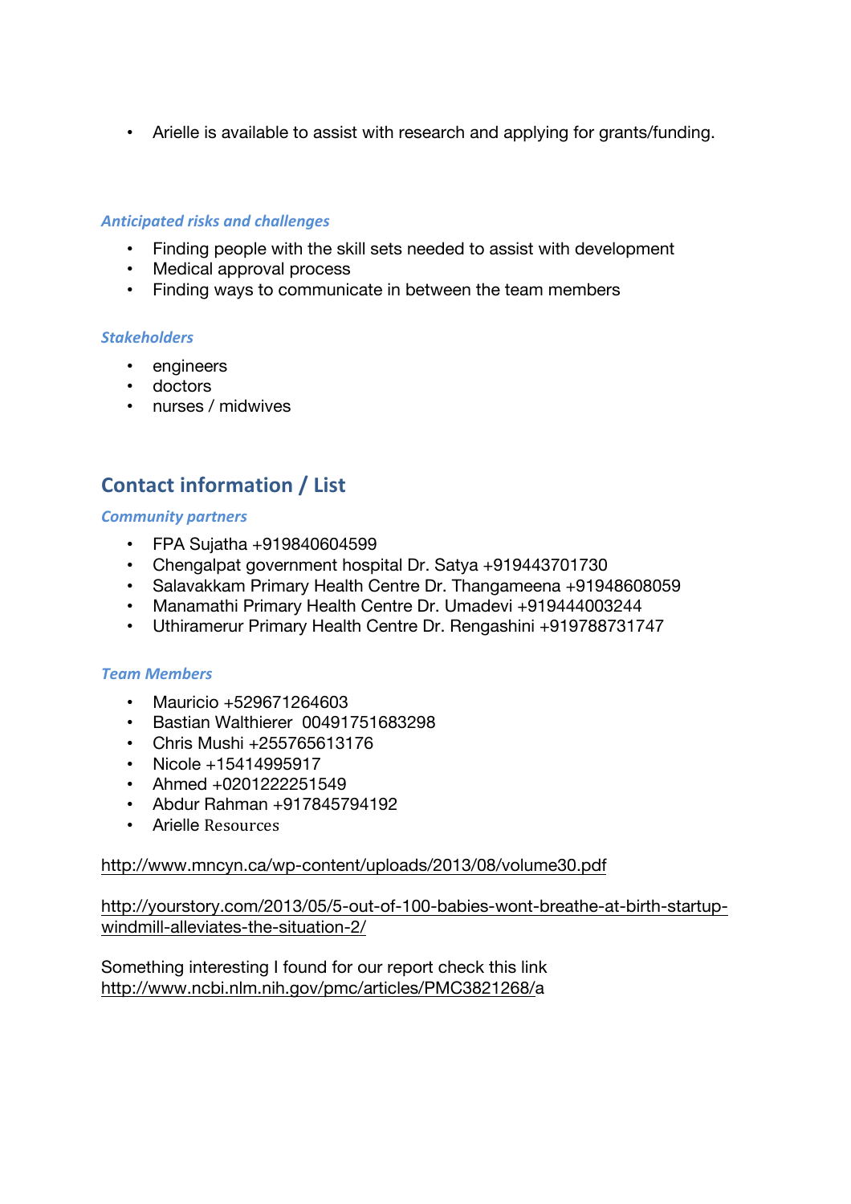- Arielle is available to assist with research and applying for grants/funding.

### *Anticipated risks and challenges*

- Finding people with the skill sets needed to assist with development
- Medical approval process
- Finding ways to communicate in between the team members

### *Stakeholders*

- engineers
- doctors
- nurses / midwives

## Contact information / List

### *Community partners*

- FPA Sujatha +919840604599
- Chengalpat government hospital Dr. Satya +919443701730
- Salavakkam Primary Health Centre Dr. Thangameena +91948608059
- Manamathi Primary Health Centre Dr. Umadevi +919444003244
- Uthiramerur Primary Health Centre Dr. Rengashini +919788731747

### *Team Members*

- Mauricio +529671264603
- Bastian Walthierer 00491751683298
- Chris Mushi +255765613176
- Nicole +15414995917
- Ahmed +0201222251549
- Abdur Rahman +917845794192
- Arielle Resources

http://www.mncyn.ca/wp-content/uploads/2013/08/volume30.pdf

http://yourstory.com/2013/05/5-out-of-100-babies-wont-breathe-at-birth-startup-windmill-alleviates-the-situation-2/

Something interesting I found for our report check this link
http://www.ncbi.nlm.nih.gov/pmc/articles/PMC3821268/a